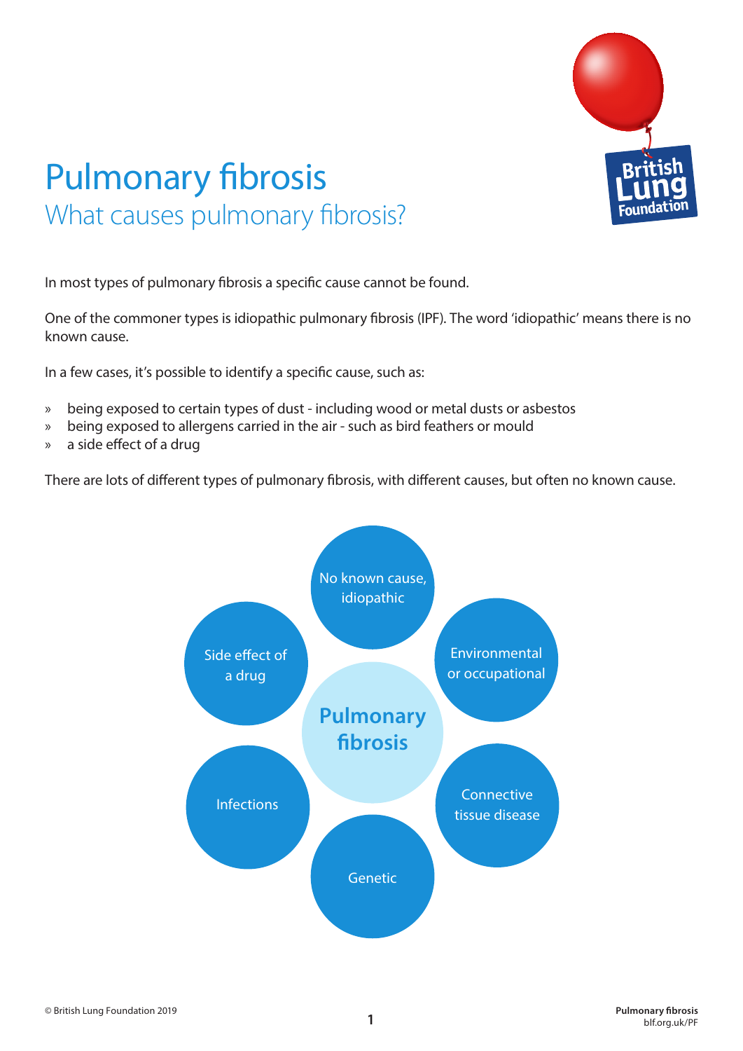# Pulmonary fibrosis

## What causes pulmonary fibrosis?

In most types of pulmonary fibrosis a specific cause cannot be found.

One of the commoner types is idiopathic pulmonary fibrosis (IPF). The word 'idiopathic' means there is no known cause.

In a few cases, it's possible to identify a specific cause, such as:

- being exposed to certain types of dust - including wood or metal dusts or asbestos
- being exposed to allergens carried in the air - such as bird feathers or mould
- a side effect of a drug

There are lots of different types of pulmonary fibrosis, with different causes, but often no known cause.

**Pulmonary fibrosis**

- No known cause, idiopathic
- Environmental or occupational
- Connective tissue disease
- Genetic
- Infections
- Side effect of a drug

© British Lung Foundation 2019

**Pulmonary fibrosis**
blf.org.uk/PF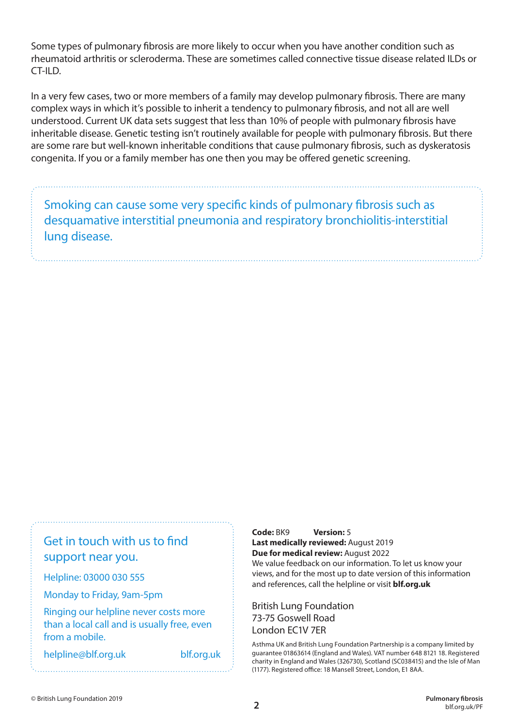Some types of pulmonary fibrosis are more likely to occur when you have another condition such as rheumatoid arthritis or scleroderma. These are sometimes called connective tissue disease related ILDs or CT-ILD.

In a very few cases, two or more members of a family may develop pulmonary fibrosis. There are many complex ways in which it's possible to inherit a tendency to pulmonary fibrosis, and not all are well understood. Current UK data sets suggest that less than 10% of people with pulmonary fibrosis have inheritable disease. Genetic testing isn't routinely available for people with pulmonary fibrosis. But there are some rare but well-known inheritable conditions that cause pulmonary fibrosis, such as dyskeratosis congenita. If you or a family member has one then you may be offered genetic screening.

> Smoking can cause some very specific kinds of pulmonary fibrosis such as desquamative interstitial pneumonia and respiratory bronchiolitis-interstitial lung disease.

> Get in touch with us to find support near you.
>
> Helpline: 03000 030 555
>
> Monday to Friday, 9am-5pm
>
> Ringing our helpline never costs more than a local call and is usually free, even from a mobile.
>
> helpline@blf.org.uk blf.org.uk

**Code:** BK9 **Version:** 5
**Last medically reviewed:** August 2019
**Due for medical review:** August 2022
We value feedback on our information. To let us know your views, and for the most up to date version of this information and references, call the helpline or visit **blf.org.uk**

British Lung Foundation
73-75 Goswell Road
London EC1V 7ER

Asthma UK and British Lung Foundation Partnership is a company limited by guarantee 01863614 (England and Wales). VAT number 648 8121 18. Registered charity in England and Wales (326730), Scotland (SC038415) and the Isle of Man (1177). Registered office: 18 Mansell Street, London, E1 8AA.

© British Lung Foundation 2019